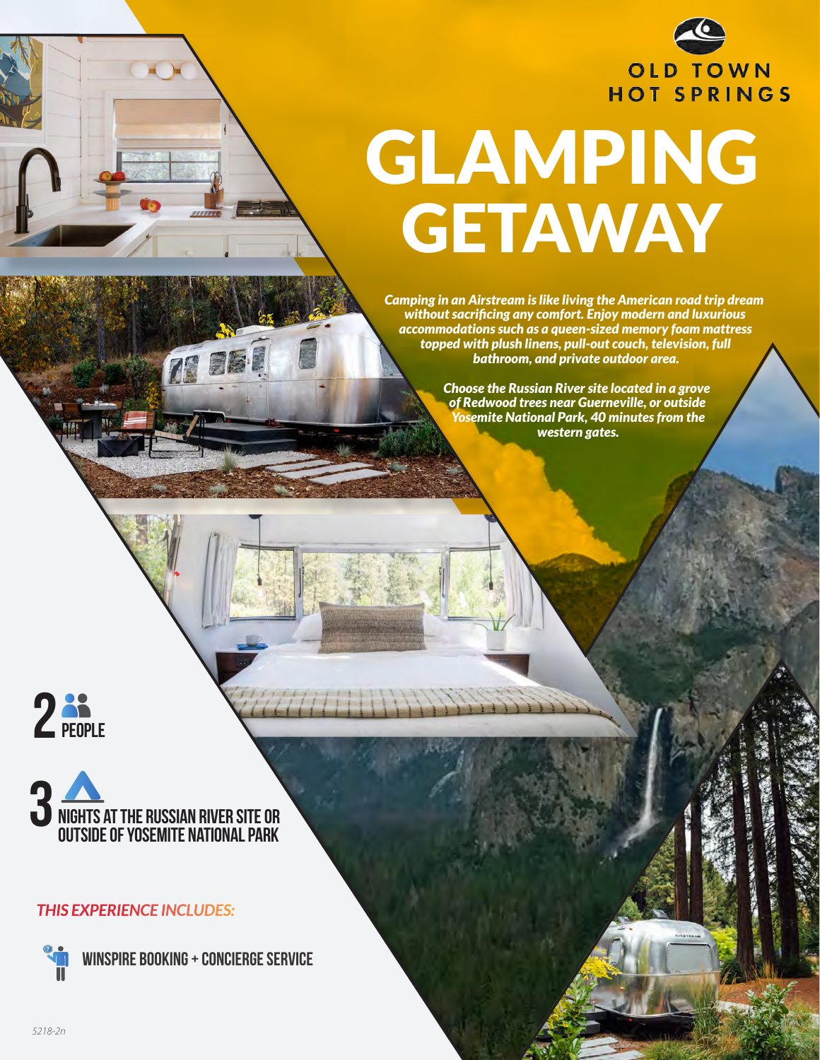OLD TOWN HOT SPRINGS

# GLAMPING GETAWAY

*Camping in an Airstream is like living the American road trip dream without sacrificing any comfort. Enjoy modern and luxurious accommodations such as a queen-sized memory foam mattress topped with plush linens, pull-out couch, television, full bathroom, and private outdoor area.*

*Choose the Russian River site located in a grove of Redwood trees near Guerneville, or outside Yosemite National Park, 40 minutes from the western gates.*

**2** PEOPLE

**3** NIGHTS AT THE RUSSIAN RIVER SITE OR OUTSIDE OF YOSEMITE NATIONAL PARK

***THIS EXPERIENCE INCLUDES:***

WINSPIRE BOOKING + CONCIERGE SERVICE

*5218-2n*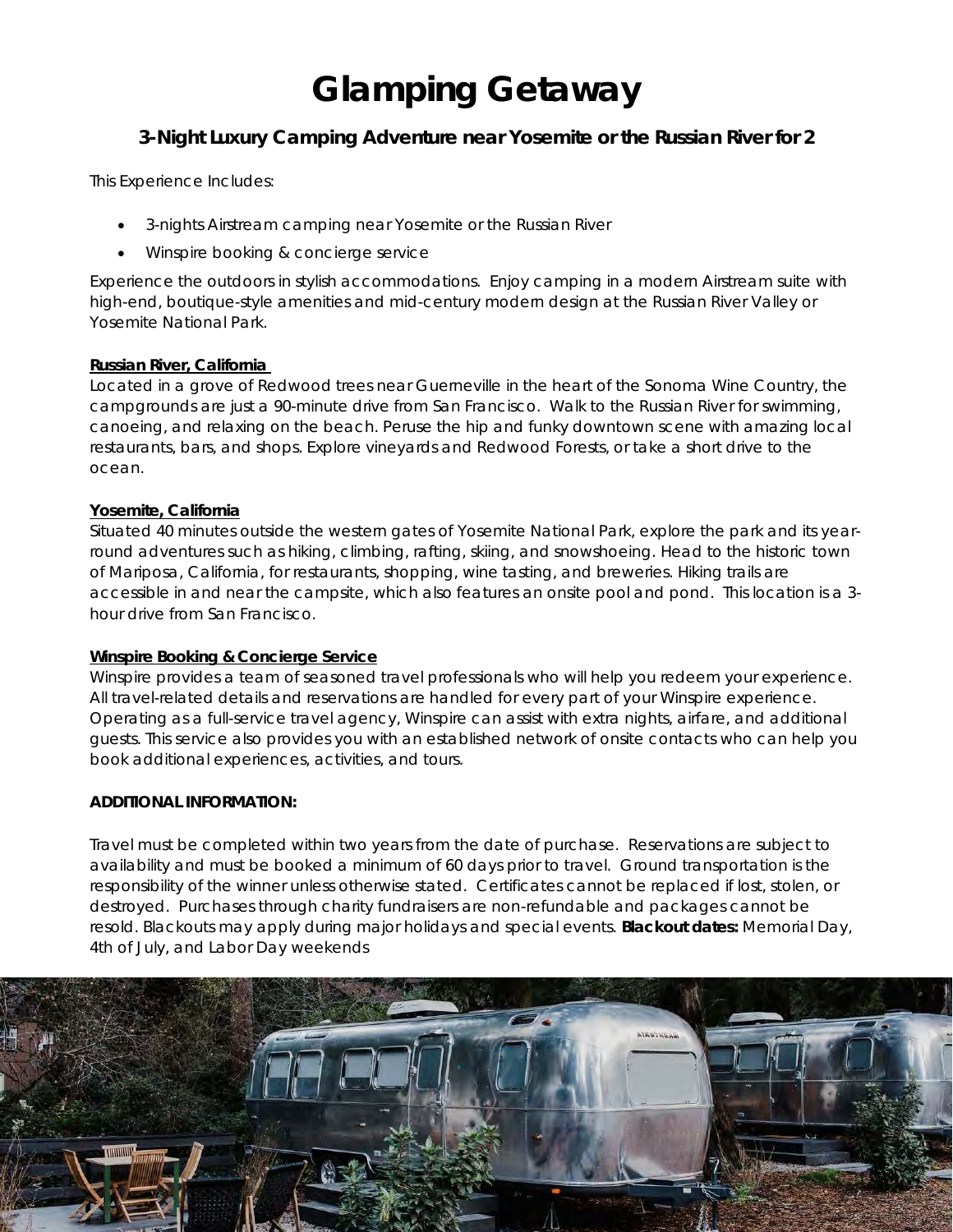# Glamping Getaway

### 3-Night Luxury Camping Adventure near Yosemite or the Russian River for 2

This Experience Includes:

- 3-nights Airstream camping near Yosemite or the Russian River
- Winspire booking & concierge service

Experience the outdoors in stylish accommodations. Enjoy camping in a modern Airstream suite with high-end, boutique-style amenities and mid-century modern design at the Russian River Valley or Yosemite National Park.

**Russian River, California**

Located in a grove of Redwood trees near Guerneville in the heart of the Sonoma Wine Country, the campgrounds are just a 90-minute drive from San Francisco. Walk to the Russian River for swimming, canoeing, and relaxing on the beach. Peruse the hip and funky downtown scene with amazing local restaurants, bars, and shops. Explore vineyards and Redwood Forests, or take a short drive to the ocean.

**Yosemite, California**

Situated 40 minutes outside the western gates of Yosemite National Park, explore the park and its year-round adventures such as hiking, climbing, rafting, skiing, and snowshoeing. Head to the historic town of Mariposa, California, for restaurants, shopping, wine tasting, and breweries. Hiking trails are accessible in and near the campsite, which also features an onsite pool and pond. This location is a 3-hour drive from San Francisco.

**Winspire Booking & Concierge Service**

Winspire provides a team of seasoned travel professionals who will help you redeem your experience. All travel-related details and reservations are handled for every part of your Winspire experience. Operating as a full-service travel agency, Winspire can assist with extra nights, airfare, and additional guests. This service also provides you with an established network of onsite contacts who can help you book additional experiences, activities, and tours.

**ADDITIONAL INFORMATION:**

Travel must be completed within two years from the date of purchase. Reservations are subject to availability and must be booked a minimum of 60 days prior to travel. Ground transportation is the responsibility of the winner unless otherwise stated. Certificates cannot be replaced if lost, stolen, or destroyed. Purchases through charity fundraisers are non-refundable and packages cannot be resold. Blackouts may apply during major holidays and special events. **Blackout dates:** Memorial Day, 4th of July, and Labor Day weekends